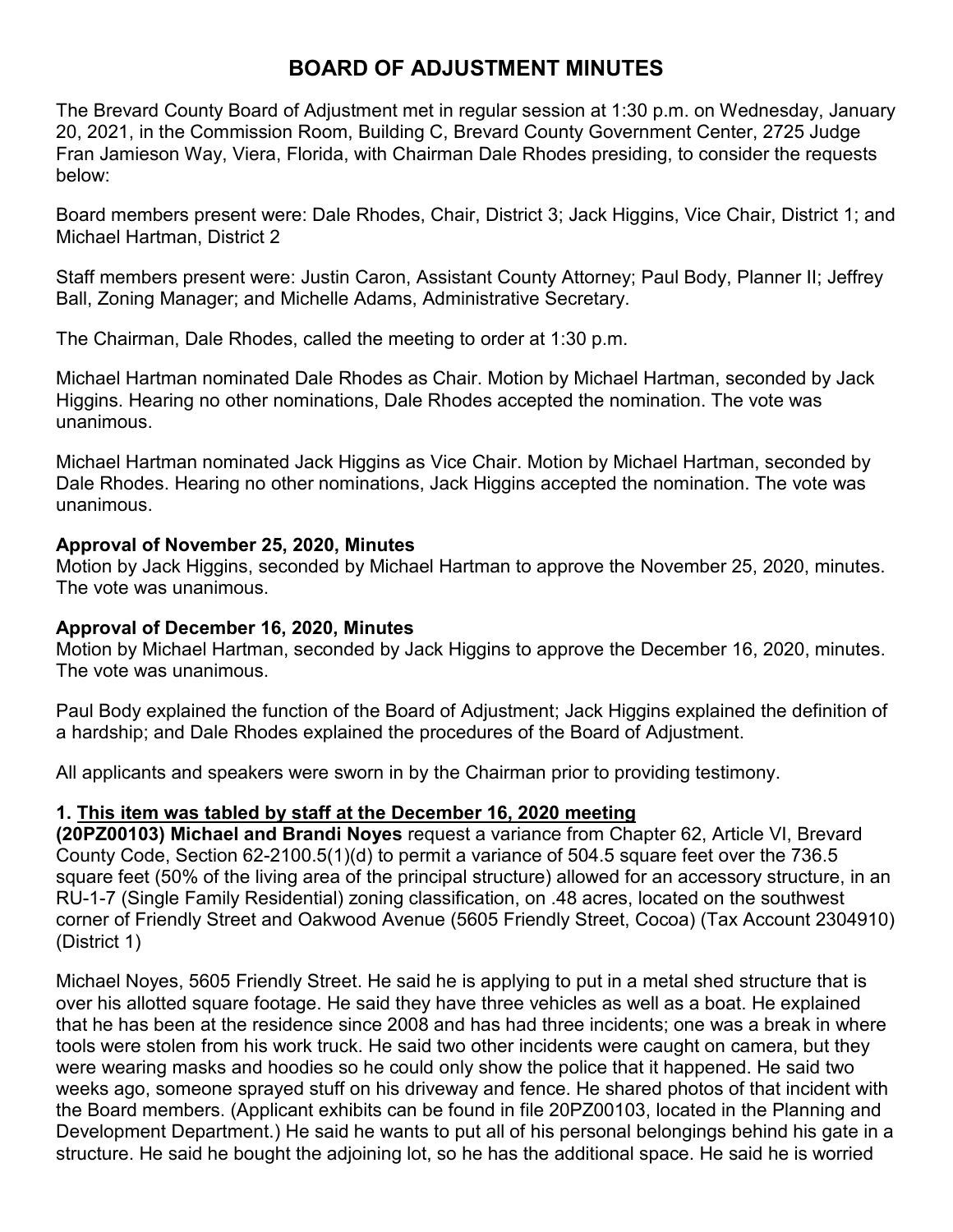# BOARD OF ADJUSTMENT MINUTES

The Brevard County Board of Adjustment met in regular session at 1:30 p.m. on Wednesday, January 20, 2021, in the Commission Room, Building C, Brevard County Government Center, 2725 Judge Fran Jamieson Way, Viera, Florida, with Chairman Dale Rhodes presiding, to consider the requests below:

Board members present were: Dale Rhodes, Chair, District 3; Jack Higgins, Vice Chair, District 1; and Michael Hartman, District 2

Staff members present were: Justin Caron, Assistant County Attorney; Paul Body, Planner II; Jeffrey Ball, Zoning Manager; and Michelle Adams, Administrative Secretary.

The Chairman, Dale Rhodes, called the meeting to order at 1:30 p.m.

Michael Hartman nominated Dale Rhodes as Chair. Motion by Michael Hartman, seconded by Jack Higgins. Hearing no other nominations, Dale Rhodes accepted the nomination. The vote was unanimous.

Michael Hartman nominated Jack Higgins as Vice Chair. Motion by Michael Hartman, seconded by Dale Rhodes. Hearing no other nominations, Jack Higgins accepted the nomination. The vote was unanimous.

**Approval of November 25, 2020, Minutes**

Motion by Jack Higgins, seconded by Michael Hartman to approve the November 25, 2020, minutes. The vote was unanimous.

**Approval of December 16, 2020, Minutes**

Motion by Michael Hartman, seconded by Jack Higgins to approve the December 16, 2020, minutes. The vote was unanimous.

Paul Body explained the function of the Board of Adjustment; Jack Higgins explained the definition of a hardship; and Dale Rhodes explained the procedures of the Board of Adjustment.

All applicants and speakers were sworn in by the Chairman prior to providing testimony.

**1. <u>This item was tabled by staff at the December 16, 2020 meeting</u>**

**(20PZ00103) Michael and Brandi Noyes** request a variance from Chapter 62, Article VI, Brevard County Code, Section 62-2100.5(1)(d) to permit a variance of 504.5 square feet over the 736.5 square feet (50% of the living area of the principal structure) allowed for an accessory structure, in an RU-1-7 (Single Family Residential) zoning classification, on .48 acres, located on the southwest corner of Friendly Street and Oakwood Avenue (5605 Friendly Street, Cocoa) (Tax Account 2304910) (District 1)

Michael Noyes, 5605 Friendly Street. He said he is applying to put in a metal shed structure that is over his allotted square footage. He said they have three vehicles as well as a boat. He explained that he has been at the residence since 2008 and has had three incidents; one was a break in where tools were stolen from his work truck. He said two other incidents were caught on camera, but they were wearing masks and hoodies so he could only show the police that it happened. He said two weeks ago, someone sprayed stuff on his driveway and fence. He shared photos of that incident with the Board members. (Applicant exhibits can be found in file 20PZ00103, located in the Planning and Development Department.) He said he wants to put all of his personal belongings behind his gate in a structure. He said he bought the adjoining lot, so he has the additional space. He said he is worried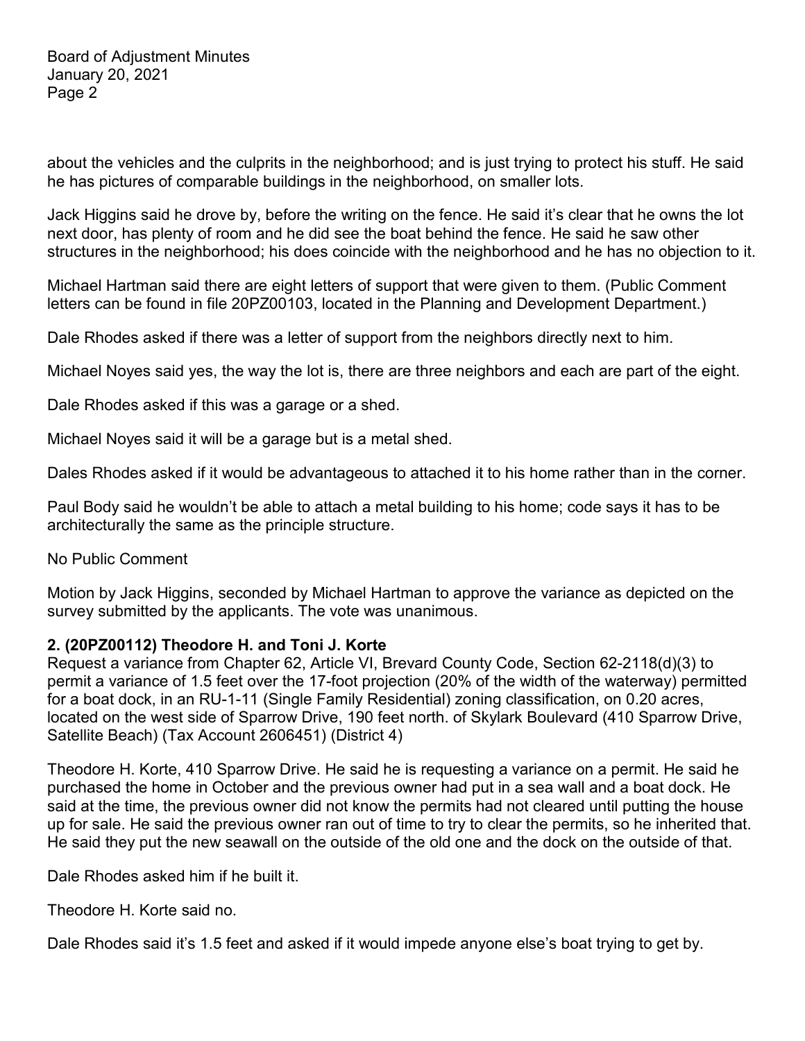about the vehicles and the culprits in the neighborhood; and is just trying to protect his stuff. He said he has pictures of comparable buildings in the neighborhood, on smaller lots.

Jack Higgins said he drove by, before the writing on the fence. He said it's clear that he owns the lot next door, has plenty of room and he did see the boat behind the fence. He said he saw other structures in the neighborhood; his does coincide with the neighborhood and he has no objection to it.

Michael Hartman said there are eight letters of support that were given to them. (Public Comment letters can be found in file 20PZ00103, located in the Planning and Development Department.)

Dale Rhodes asked if there was a letter of support from the neighbors directly next to him.

Michael Noyes said yes, the way the lot is, there are three neighbors and each are part of the eight.

Dale Rhodes asked if this was a garage or a shed.

Michael Noyes said it will be a garage but is a metal shed.

Dales Rhodes asked if it would be advantageous to attached it to his home rather than in the corner.

Paul Body said he wouldn't be able to attach a metal building to his home; code says it has to be architecturally the same as the principle structure.

No Public Comment

Motion by Jack Higgins, seconded by Michael Hartman to approve the variance as depicted on the survey submitted by the applicants. The vote was unanimous.

**2. (20PZ00112) Theodore H. and Toni J. Korte**

Request a variance from Chapter 62, Article VI, Brevard County Code, Section 62-2118(d)(3) to permit a variance of 1.5 feet over the 17-foot projection (20% of the width of the waterway) permitted for a boat dock, in an RU-1-11 (Single Family Residential) zoning classification, on 0.20 acres, located on the west side of Sparrow Drive, 190 feet north. of Skylark Boulevard (410 Sparrow Drive, Satellite Beach) (Tax Account 2606451) (District 4)

Theodore H. Korte, 410 Sparrow Drive. He said he is requesting a variance on a permit. He said he purchased the home in October and the previous owner had put in a sea wall and a boat dock. He said at the time, the previous owner did not know the permits had not cleared until putting the house up for sale. He said the previous owner ran out of time to try to clear the permits, so he inherited that. He said they put the new seawall on the outside of the old one and the dock on the outside of that.

Dale Rhodes asked him if he built it.

Theodore H. Korte said no.

Dale Rhodes said it's 1.5 feet and asked if it would impede anyone else's boat trying to get by.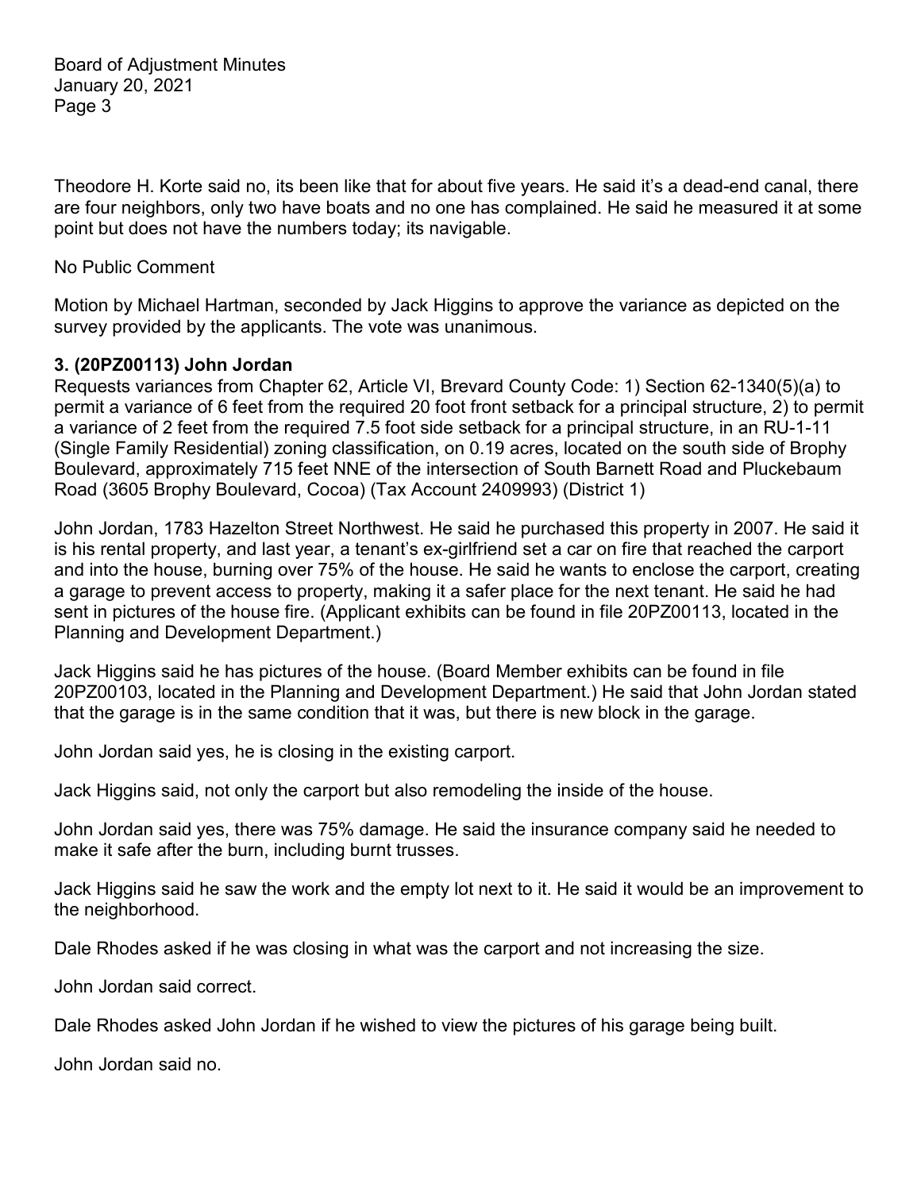Theodore H. Korte said no, its been like that for about five years. He said it's a dead-end canal, there are four neighbors, only two have boats and no one has complained. He said he measured it at some point but does not have the numbers today; its navigable.

No Public Comment

Motion by Michael Hartman, seconded by Jack Higgins to approve the variance as depicted on the survey provided by the applicants. The vote was unanimous.

**3. (20PZ00113) John Jordan**

Requests variances from Chapter 62, Article VI, Brevard County Code: 1) Section 62-1340(5)(a) to permit a variance of 6 feet from the required 20 foot front setback for a principal structure, 2) to permit a variance of 2 feet from the required 7.5 foot side setback for a principal structure, in an RU-1-11 (Single Family Residential) zoning classification, on 0.19 acres, located on the south side of Brophy Boulevard, approximately 715 feet NNE of the intersection of South Barnett Road and Pluckebaum Road (3605 Brophy Boulevard, Cocoa) (Tax Account 2409993) (District 1)

John Jordan, 1783 Hazelton Street Northwest. He said he purchased this property in 2007. He said it is his rental property, and last year, a tenant's ex-girlfriend set a car on fire that reached the carport and into the house, burning over 75% of the house. He said he wants to enclose the carport, creating a garage to prevent access to property, making it a safer place for the next tenant. He said he had sent in pictures of the house fire. (Applicant exhibits can be found in file 20PZ00113, located in the Planning and Development Department.)

Jack Higgins said he has pictures of the house. (Board Member exhibits can be found in file 20PZ00103, located in the Planning and Development Department.) He said that John Jordan stated that the garage is in the same condition that it was, but there is new block in the garage.

John Jordan said yes, he is closing in the existing carport.

Jack Higgins said, not only the carport but also remodeling the inside of the house.

John Jordan said yes, there was 75% damage. He said the insurance company said he needed to make it safe after the burn, including burnt trusses.

Jack Higgins said he saw the work and the empty lot next to it. He said it would be an improvement to the neighborhood.

Dale Rhodes asked if he was closing in what was the carport and not increasing the size.

John Jordan said correct.

Dale Rhodes asked John Jordan if he wished to view the pictures of his garage being built.

John Jordan said no.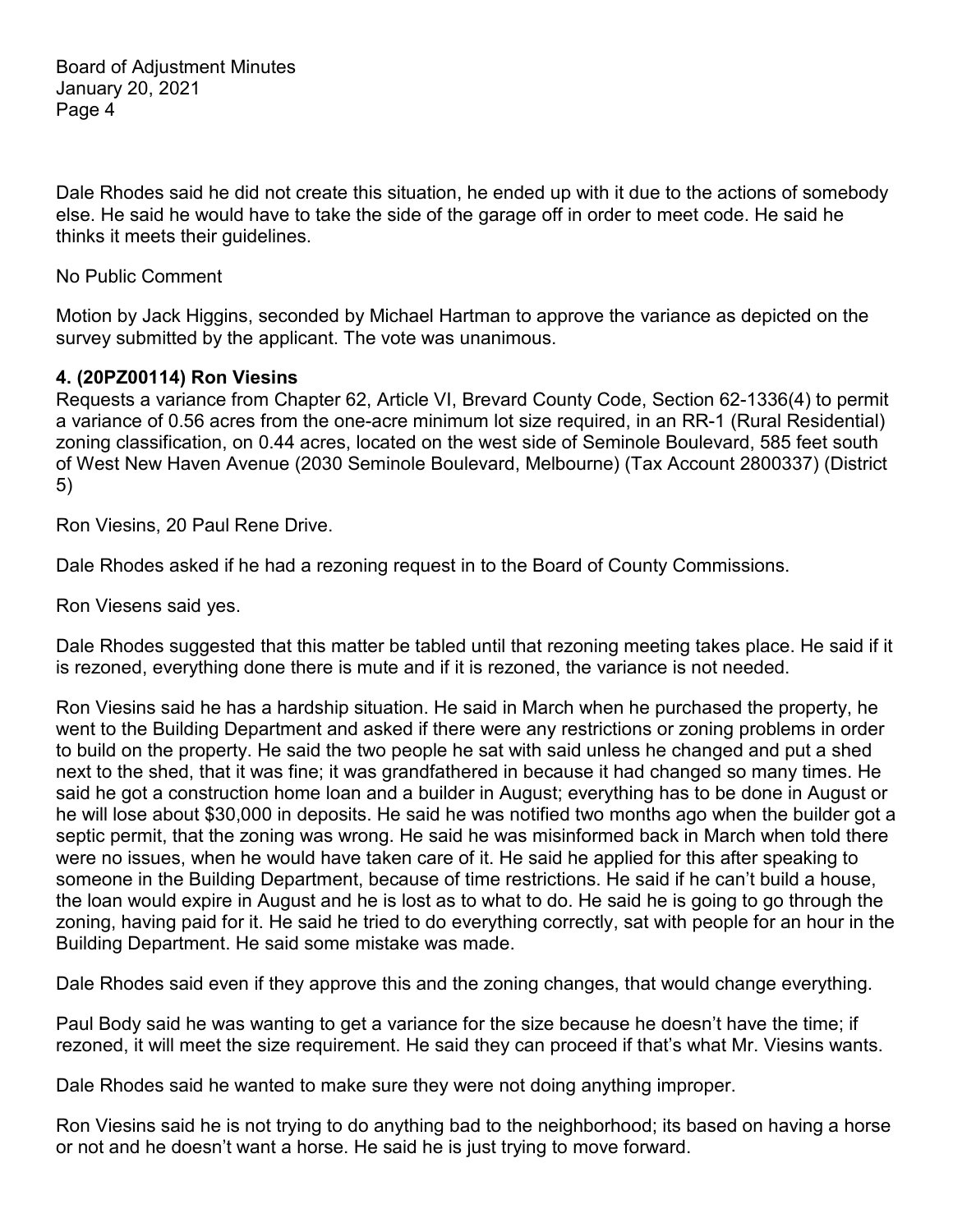Dale Rhodes said he did not create this situation, he ended up with it due to the actions of somebody else. He said he would have to take the side of the garage off in order to meet code. He said he thinks it meets their guidelines.

No Public Comment

Motion by Jack Higgins, seconded by Michael Hartman to approve the variance as depicted on the survey submitted by the applicant. The vote was unanimous.

**4. (20PZ00114) Ron Viesins**

Requests a variance from Chapter 62, Article VI, Brevard County Code, Section 62-1336(4) to permit a variance of 0.56 acres from the one-acre minimum lot size required, in an RR-1 (Rural Residential) zoning classification, on 0.44 acres, located on the west side of Seminole Boulevard, 585 feet south of West New Haven Avenue (2030 Seminole Boulevard, Melbourne) (Tax Account 2800337) (District 5)

Ron Viesins, 20 Paul Rene Drive.

Dale Rhodes asked if he had a rezoning request in to the Board of County Commissions.

Ron Viesens said yes.

Dale Rhodes suggested that this matter be tabled until that rezoning meeting takes place. He said if it is rezoned, everything done there is mute and if it is rezoned, the variance is not needed.

Ron Viesins said he has a hardship situation. He said in March when he purchased the property, he went to the Building Department and asked if there were any restrictions or zoning problems in order to build on the property. He said the two people he sat with said unless he changed and put a shed next to the shed, that it was fine; it was grandfathered in because it had changed so many times. He said he got a construction home loan and a builder in August; everything has to be done in August or he will lose about $30,000 in deposits. He said he was notified two months ago when the builder got a septic permit, that the zoning was wrong. He said he was misinformed back in March when told there were no issues, when he would have taken care of it. He said he applied for this after speaking to someone in the Building Department, because of time restrictions. He said if he can't build a house, the loan would expire in August and he is lost as to what to do. He said he is going to go through the zoning, having paid for it. He said he tried to do everything correctly, sat with people for an hour in the Building Department. He said some mistake was made.

Dale Rhodes said even if they approve this and the zoning changes, that would change everything.

Paul Body said he was wanting to get a variance for the size because he doesn't have the time; if rezoned, it will meet the size requirement. He said they can proceed if that's what Mr. Viesins wants.

Dale Rhodes said he wanted to make sure they were not doing anything improper.

Ron Viesins said he is not trying to do anything bad to the neighborhood; its based on having a horse or not and he doesn't want a horse. He said he is just trying to move forward.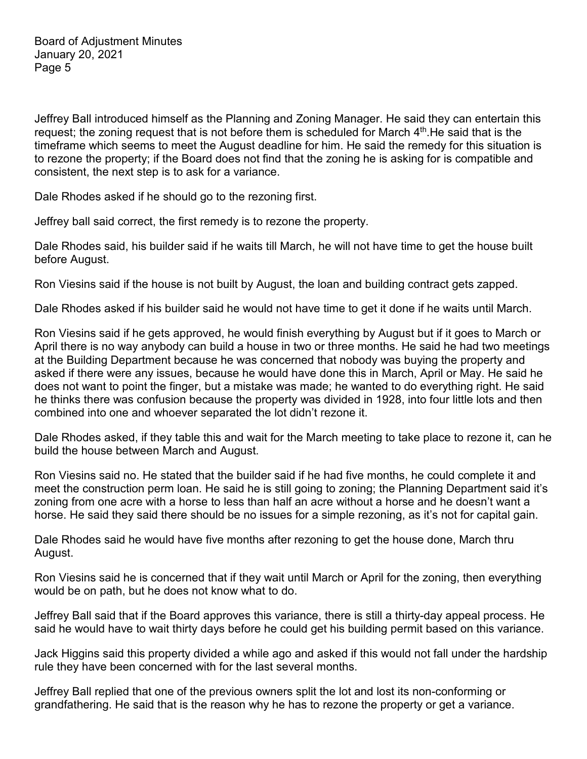Jeffrey Ball introduced himself as the Planning and Zoning Manager. He said they can entertain this request; the zoning request that is not before them is scheduled for March 4th.He said that is the timeframe which seems to meet the August deadline for him. He said the remedy for this situation is to rezone the property; if the Board does not find that the zoning he is asking for is compatible and consistent, the next step is to ask for a variance.

Dale Rhodes asked if he should go to the rezoning first.

Jeffrey ball said correct, the first remedy is to rezone the property.

Dale Rhodes said, his builder said if he waits till March, he will not have time to get the house built before August.

Ron Viesins said if the house is not built by August, the loan and building contract gets zapped.

Dale Rhodes asked if his builder said he would not have time to get it done if he waits until March.

Ron Viesins said if he gets approved, he would finish everything by August but if it goes to March or April there is no way anybody can build a house in two or three months. He said he had two meetings at the Building Department because he was concerned that nobody was buying the property and asked if there were any issues, because he would have done this in March, April or May. He said he does not want to point the finger, but a mistake was made; he wanted to do everything right. He said he thinks there was confusion because the property was divided in 1928, into four little lots and then combined into one and whoever separated the lot didn't rezone it.

Dale Rhodes asked, if they table this and wait for the March meeting to take place to rezone it, can he build the house between March and August.

Ron Viesins said no. He stated that the builder said if he had five months, he could complete it and meet the construction perm loan. He said he is still going to zoning; the Planning Department said it's zoning from one acre with a horse to less than half an acre without a horse and he doesn't want a horse. He said they said there should be no issues for a simple rezoning, as it's not for capital gain.

Dale Rhodes said he would have five months after rezoning to get the house done, March thru August.

Ron Viesins said he is concerned that if they wait until March or April for the zoning, then everything would be on path, but he does not know what to do.

Jeffrey Ball said that if the Board approves this variance, there is still a thirty-day appeal process. He said he would have to wait thirty days before he could get his building permit based on this variance.

Jack Higgins said this property divided a while ago and asked if this would not fall under the hardship rule they have been concerned with for the last several months.

Jeffrey Ball replied that one of the previous owners split the lot and lost its non-conforming or grandfathering. He said that is the reason why he has to rezone the property or get a variance.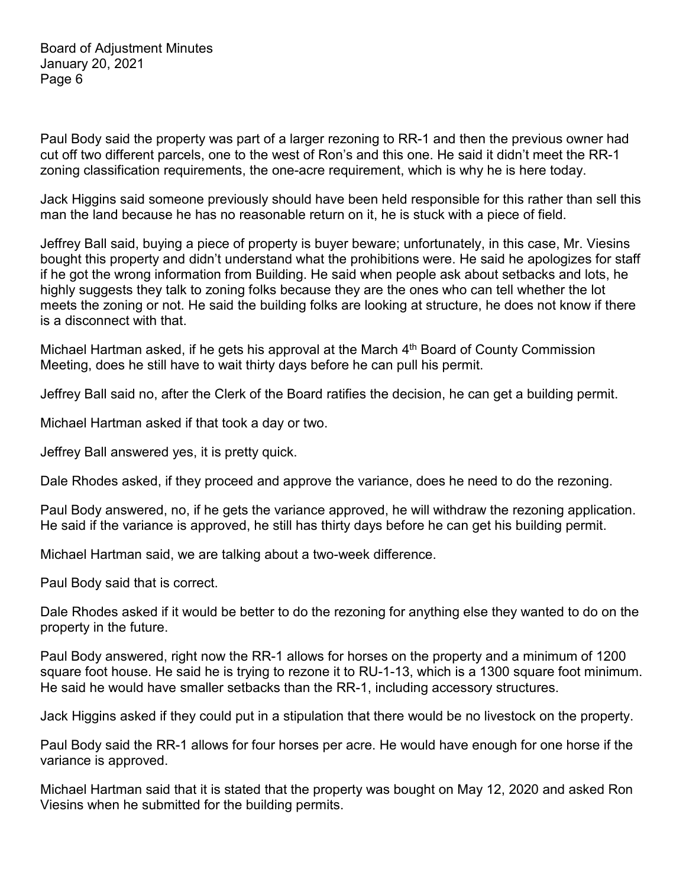Paul Body said the property was part of a larger rezoning to RR-1 and then the previous owner had cut off two different parcels, one to the west of Ron's and this one. He said it didn't meet the RR-1 zoning classification requirements, the one-acre requirement, which is why he is here today.

Jack Higgins said someone previously should have been held responsible for this rather than sell this man the land because he has no reasonable return on it, he is stuck with a piece of field.

Jeffrey Ball said, buying a piece of property is buyer beware; unfortunately, in this case, Mr. Viesins bought this property and didn't understand what the prohibitions were. He said he apologizes for staff if he got the wrong information from Building. He said when people ask about setbacks and lots, he highly suggests they talk to zoning folks because they are the ones who can tell whether the lot meets the zoning or not. He said the building folks are looking at structure, he does not know if there is a disconnect with that.

Michael Hartman asked, if he gets his approval at the March 4th Board of County Commission Meeting, does he still have to wait thirty days before he can pull his permit.

Jeffrey Ball said no, after the Clerk of the Board ratifies the decision, he can get a building permit.

Michael Hartman asked if that took a day or two.

Jeffrey Ball answered yes, it is pretty quick.

Dale Rhodes asked, if they proceed and approve the variance, does he need to do the rezoning.

Paul Body answered, no, if he gets the variance approved, he will withdraw the rezoning application. He said if the variance is approved, he still has thirty days before he can get his building permit.

Michael Hartman said, we are talking about a two-week difference.

Paul Body said that is correct.

Dale Rhodes asked if it would be better to do the rezoning for anything else they wanted to do on the property in the future.

Paul Body answered, right now the RR-1 allows for horses on the property and a minimum of 1200 square foot house. He said he is trying to rezone it to RU-1-13, which is a 1300 square foot minimum. He said he would have smaller setbacks than the RR-1, including accessory structures.

Jack Higgins asked if they could put in a stipulation that there would be no livestock on the property.

Paul Body said the RR-1 allows for four horses per acre. He would have enough for one horse if the variance is approved.

Michael Hartman said that it is stated that the property was bought on May 12, 2020 and asked Ron Viesins when he submitted for the building permits.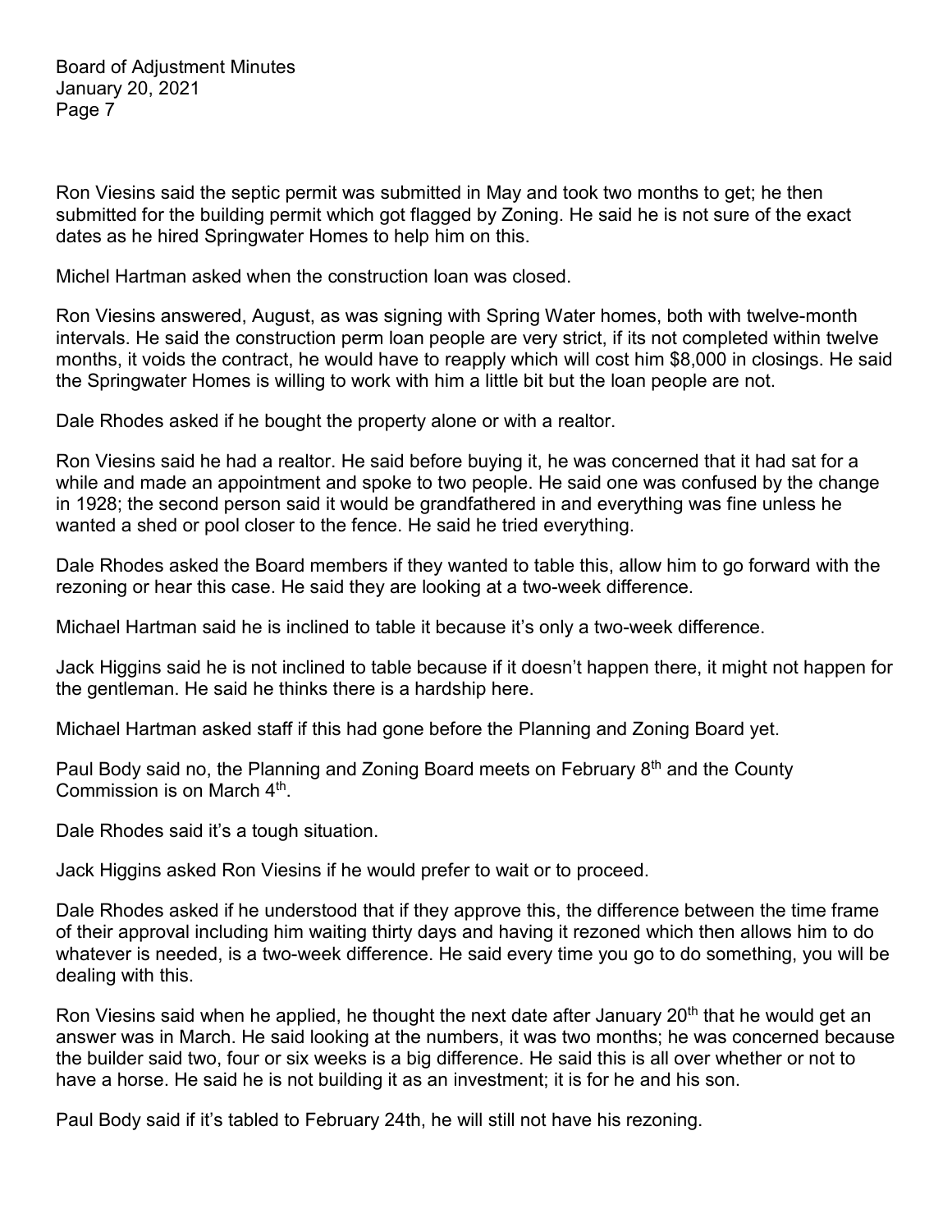Ron Viesins said the septic permit was submitted in May and took two months to get; he then submitted for the building permit which got flagged by Zoning. He said he is not sure of the exact dates as he hired Springwater Homes to help him on this.

Michel Hartman asked when the construction loan was closed.

Ron Viesins answered, August, as was signing with Spring Water homes, both with twelve-month intervals. He said the construction perm loan people are very strict, if its not completed within twelve months, it voids the contract, he would have to reapply which will cost him $8,000 in closings. He said the Springwater Homes is willing to work with him a little bit but the loan people are not.

Dale Rhodes asked if he bought the property alone or with a realtor.

Ron Viesins said he had a realtor. He said before buying it, he was concerned that it had sat for a while and made an appointment and spoke to two people. He said one was confused by the change in 1928; the second person said it would be grandfathered in and everything was fine unless he wanted a shed or pool closer to the fence. He said he tried everything.

Dale Rhodes asked the Board members if they wanted to table this, allow him to go forward with the rezoning or hear this case. He said they are looking at a two-week difference.

Michael Hartman said he is inclined to table it because it's only a two-week difference.

Jack Higgins said he is not inclined to table because if it doesn't happen there, it might not happen for the gentleman. He said he thinks there is a hardship here.

Michael Hartman asked staff if this had gone before the Planning and Zoning Board yet.

Paul Body said no, the Planning and Zoning Board meets on February 8th and the County Commission is on March 4th.

Dale Rhodes said it's a tough situation.

Jack Higgins asked Ron Viesins if he would prefer to wait or to proceed.

Dale Rhodes asked if he understood that if they approve this, the difference between the time frame of their approval including him waiting thirty days and having it rezoned which then allows him to do whatever is needed, is a two-week difference. He said every time you go to do something, you will be dealing with this.

Ron Viesins said when he applied, he thought the next date after January 20th that he would get an answer was in March. He said looking at the numbers, it was two months; he was concerned because the builder said two, four or six weeks is a big difference. He said this is all over whether or not to have a horse. He said he is not building it as an investment; it is for he and his son.

Paul Body said if it's tabled to February 24th, he will still not have his rezoning.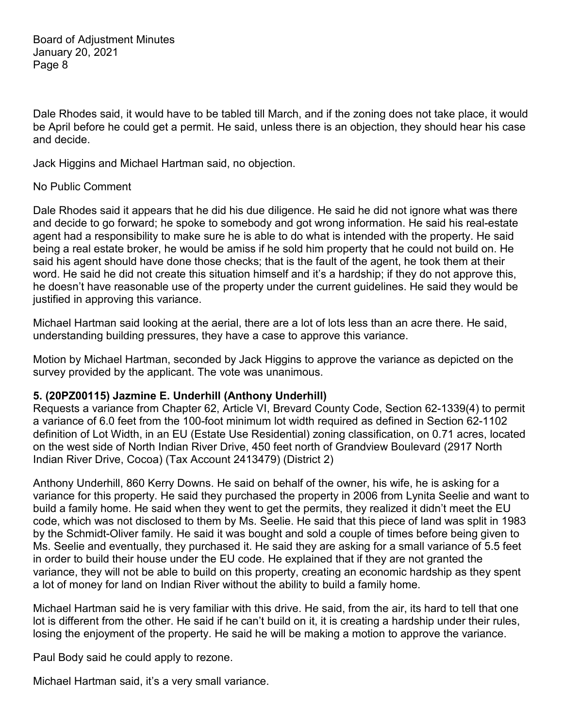Dale Rhodes said, it would have to be tabled till March, and if the zoning does not take place, it would be April before he could get a permit. He said, unless there is an objection, they should hear his case and decide.

Jack Higgins and Michael Hartman said, no objection.

No Public Comment

Dale Rhodes said it appears that he did his due diligence. He said he did not ignore what was there and decide to go forward; he spoke to somebody and got wrong information. He said his real-estate agent had a responsibility to make sure he is able to do what is intended with the property. He said being a real estate broker, he would be amiss if he sold him property that he could not build on. He said his agent should have done those checks; that is the fault of the agent, he took them at their word. He said he did not create this situation himself and it's a hardship; if they do not approve this, he doesn't have reasonable use of the property under the current guidelines. He said they would be justified in approving this variance.

Michael Hartman said looking at the aerial, there are a lot of lots less than an acre there. He said, understanding building pressures, they have a case to approve this variance.

Motion by Michael Hartman, seconded by Jack Higgins to approve the variance as depicted on the survey provided by the applicant. The vote was unanimous.

**5. (20PZ00115) Jazmine E. Underhill (Anthony Underhill)**

Requests a variance from Chapter 62, Article VI, Brevard County Code, Section 62-1339(4) to permit a variance of 6.0 feet from the 100-foot minimum lot width required as defined in Section 62-1102 definition of Lot Width, in an EU (Estate Use Residential) zoning classification, on 0.71 acres, located on the west side of North Indian River Drive, 450 feet north of Grandview Boulevard (2917 North Indian River Drive, Cocoa) (Tax Account 2413479) (District 2)

Anthony Underhill, 860 Kerry Downs. He said on behalf of the owner, his wife, he is asking for a variance for this property. He said they purchased the property in 2006 from Lynita Seelie and want to build a family home. He said when they went to get the permits, they realized it didn't meet the EU code, which was not disclosed to them by Ms. Seelie. He said that this piece of land was split in 1983 by the Schmidt-Oliver family. He said it was bought and sold a couple of times before being given to Ms. Seelie and eventually, they purchased it. He said they are asking for a small variance of 5.5 feet in order to build their house under the EU code. He explained that if they are not granted the variance, they will not be able to build on this property, creating an economic hardship as they spent a lot of money for land on Indian River without the ability to build a family home.

Michael Hartman said he is very familiar with this drive. He said, from the air, its hard to tell that one lot is different from the other. He said if he can't build on it, it is creating a hardship under their rules, losing the enjoyment of the property. He said he will be making a motion to approve the variance.

Paul Body said he could apply to rezone.

Michael Hartman said, it's a very small variance.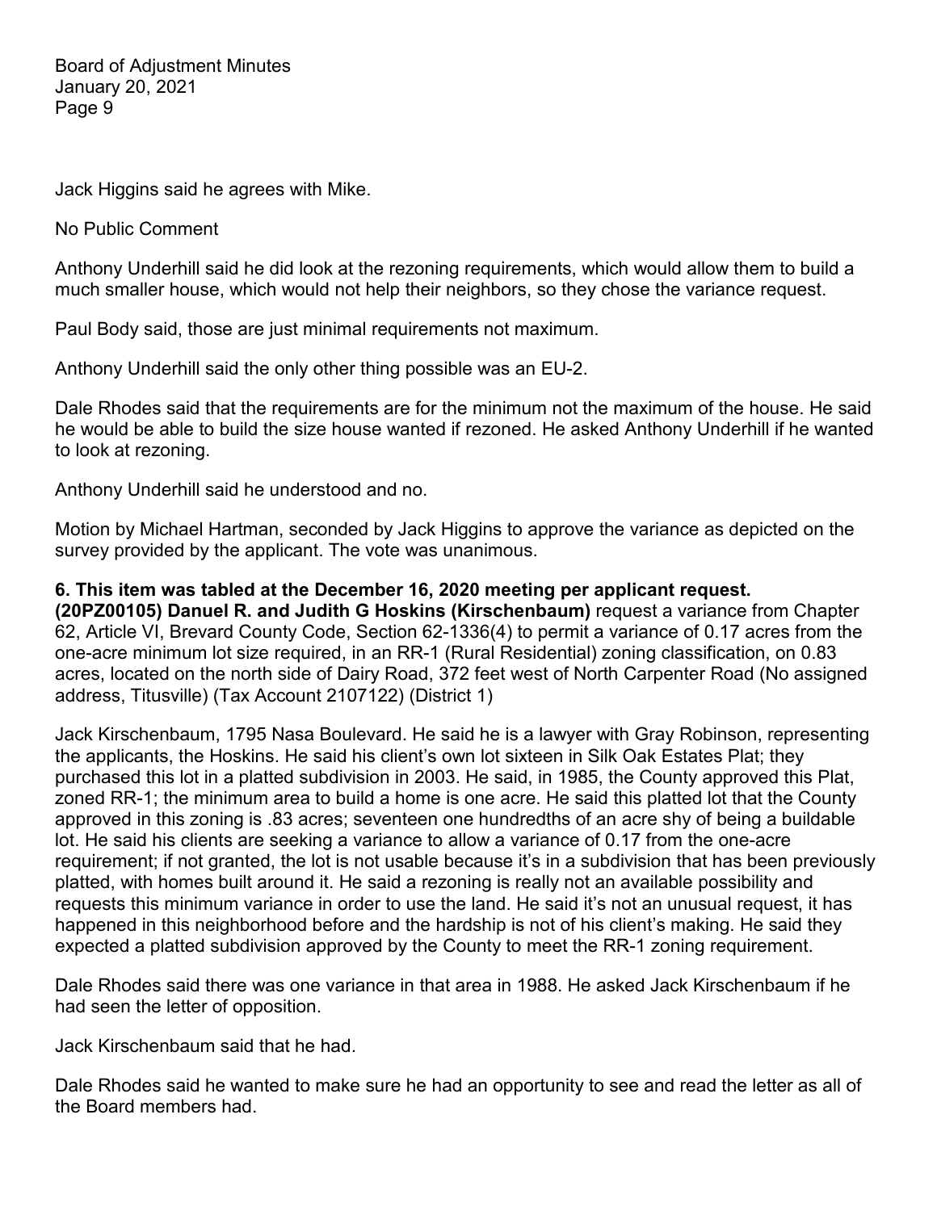Jack Higgins said he agrees with Mike.

No Public Comment

Anthony Underhill said he did look at the rezoning requirements, which would allow them to build a much smaller house, which would not help their neighbors, so they chose the variance request.

Paul Body said, those are just minimal requirements not maximum.

Anthony Underhill said the only other thing possible was an EU-2.

Dale Rhodes said that the requirements are for the minimum not the maximum of the house. He said he would be able to build the size house wanted if rezoned. He asked Anthony Underhill if he wanted to look at rezoning.

Anthony Underhill said he understood and no.

Motion by Michael Hartman, seconded by Jack Higgins to approve the variance as depicted on the survey provided by the applicant. The vote was unanimous.

**6. This item was tabled at the December 16, 2020 meeting per applicant request.**
**(20PZ00105) Danuel R. and Judith G Hoskins (Kirschenbaum)** request a variance from Chapter 62, Article VI, Brevard County Code, Section 62-1336(4) to permit a variance of 0.17 acres from the one-acre minimum lot size required, in an RR-1 (Rural Residential) zoning classification, on 0.83 acres, located on the north side of Dairy Road, 372 feet west of North Carpenter Road (No assigned address, Titusville) (Tax Account 2107122) (District 1)

Jack Kirschenbaum, 1795 Nasa Boulevard. He said he is a lawyer with Gray Robinson, representing the applicants, the Hoskins. He said his client's own lot sixteen in Silk Oak Estates Plat; they purchased this lot in a platted subdivision in 2003. He said, in 1985, the County approved this Plat, zoned RR-1; the minimum area to build a home is one acre. He said this platted lot that the County approved in this zoning is .83 acres; seventeen one hundredths of an acre shy of being a buildable lot. He said his clients are seeking a variance to allow a variance of 0.17 from the one-acre requirement; if not granted, the lot is not usable because it's in a subdivision that has been previously platted, with homes built around it. He said a rezoning is really not an available possibility and requests this minimum variance in order to use the land. He said it's not an unusual request, it has happened in this neighborhood before and the hardship is not of his client's making. He said they expected a platted subdivision approved by the County to meet the RR-1 zoning requirement.

Dale Rhodes said there was one variance in that area in 1988. He asked Jack Kirschenbaum if he had seen the letter of opposition.

Jack Kirschenbaum said that he had.

Dale Rhodes said he wanted to make sure he had an opportunity to see and read the letter as all of the Board members had.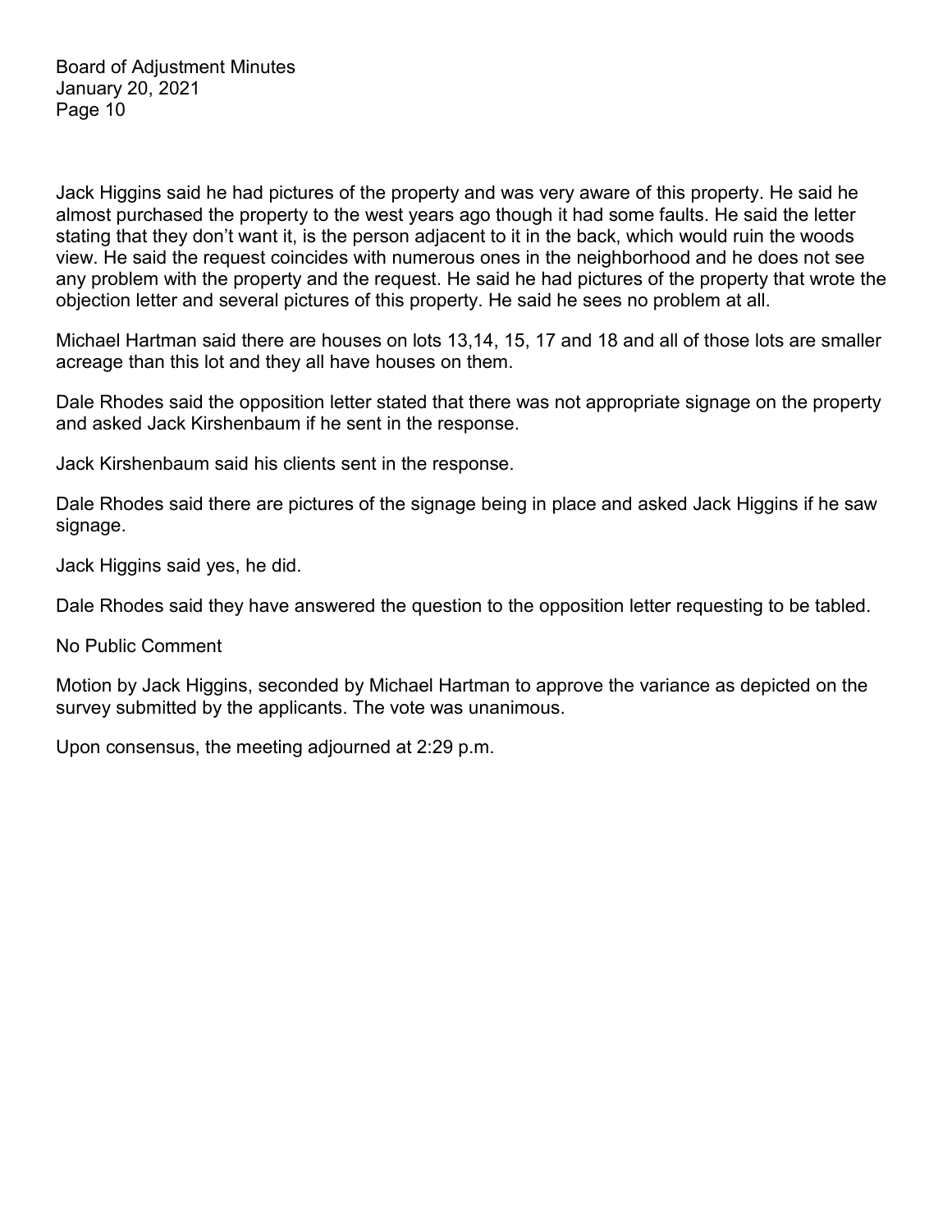Jack Higgins said he had pictures of the property and was very aware of this property. He said he almost purchased the property to the west years ago though it had some faults. He said the letter stating that they don't want it, is the person adjacent to it in the back, which would ruin the woods view. He said the request coincides with numerous ones in the neighborhood and he does not see any problem with the property and the request. He said he had pictures of the property that wrote the objection letter and several pictures of this property. He said he sees no problem at all.

Michael Hartman said there are houses on lots 13,14, 15, 17 and 18 and all of those lots are smaller acreage than this lot and they all have houses on them.

Dale Rhodes said the opposition letter stated that there was not appropriate signage on the property and asked Jack Kirshenbaum if he sent in the response.

Jack Kirshenbaum said his clients sent in the response.

Dale Rhodes said there are pictures of the signage being in place and asked Jack Higgins if he saw signage.

Jack Higgins said yes, he did.

Dale Rhodes said they have answered the question to the opposition letter requesting to be tabled.

No Public Comment

Motion by Jack Higgins, seconded by Michael Hartman to approve the variance as depicted on the survey submitted by the applicants. The vote was unanimous.

Upon consensus, the meeting adjourned at 2:29 p.m.